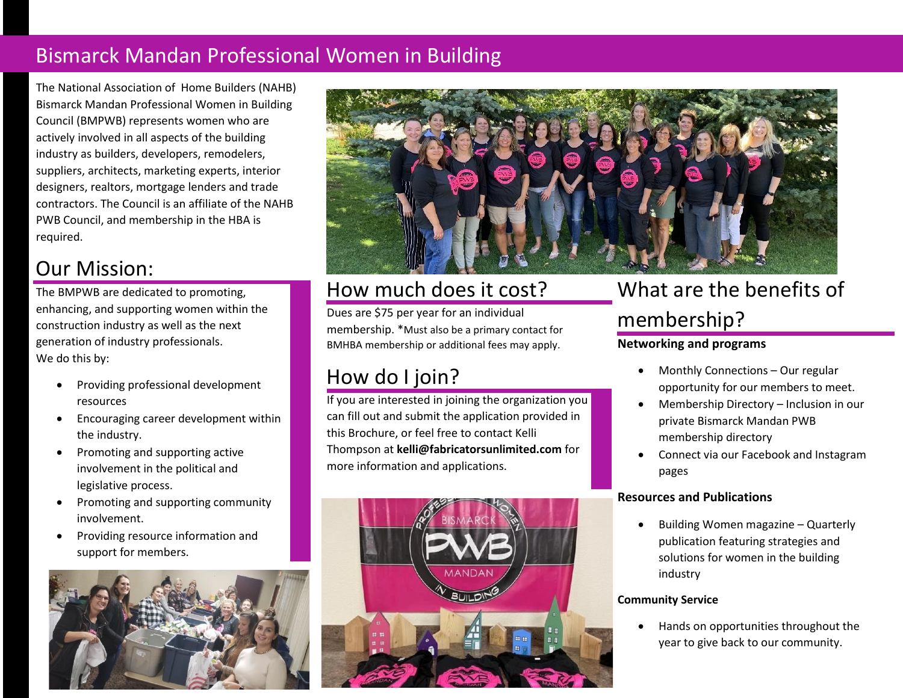# Bismarck Mandan Professional Women in Building

The National Association of Home Builders (NAHB) Bismarck Mandan Professional Women in Building Council (BMPWB) represents women who are actively involved in all aspects of the building industry as builders, developers, remodelers, suppliers, architects, marketing experts, interior designers, realtors, mortgage lenders and trade contractors. The Council is an affiliate of the NAHB PWB Council, and membership in the HBA is required.

## Our Mission:

The BMPWB are dedicated to promoting, enhancing, and supporting women within the construction industry as well as the next generation of industry professionals.
We do this by:

- Providing professional development resources
- Encouraging career development within the industry.
- Promoting and supporting active involvement in the political and legislative process.
- Promoting and supporting community involvement.
- Providing resource information and support for members.

## How much does it cost?

Dues are $75 per year for an individual membership. *Must also be a primary contact for BMHBA membership or additional fees may apply.

## How do I join?

If you are interested in joining the organization you can fill out and submit the application provided in this Brochure, or feel free to contact Kelli Thompson at **kelli@fabricatorsunlimited.com** for more information and applications.

## What are the benefits of membership?

**Networking and programs**

- Monthly Connections – Our regular opportunity for our members to meet.
- Membership Directory – Inclusion in our private Bismarck Mandan PWB membership directory
- Connect via our Facebook and Instagram pages

**Resources and Publications**

- Building Women magazine – Quarterly publication featuring strategies and solutions for women in the building industry

**Community Service**

- Hands on opportunities throughout the year to give back to our community.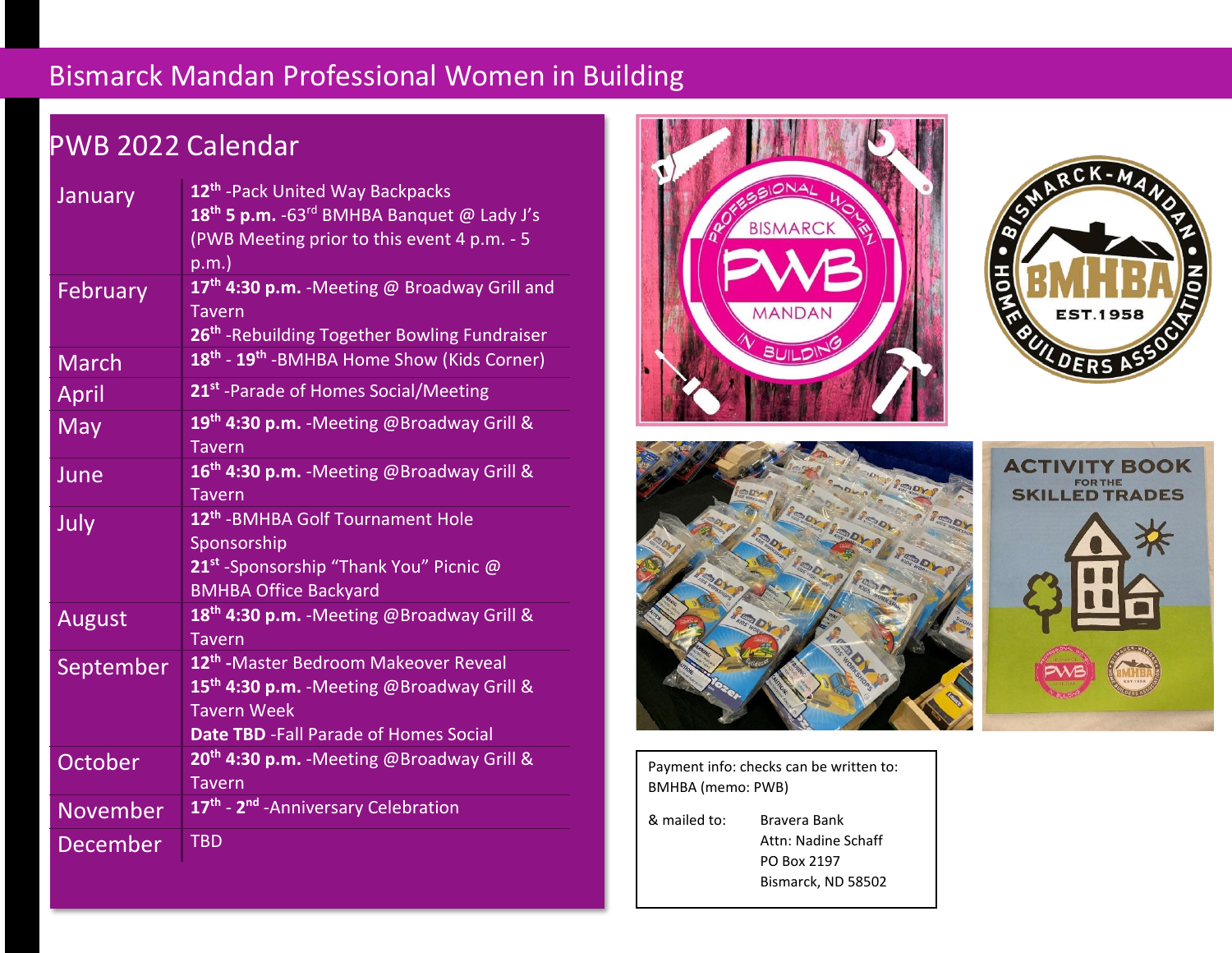# Bismarck Mandan Professional Women in Building

## PWB 2022 Calendar

| | |
|---|---|
| January | **12th** -Pack United Way Backpacks<br>**18th 5 p.m.** -63rd BMHBA Banquet @ Lady J's (PWB Meeting prior to this event 4 p.m. - 5 p.m.) |
| February | **17th 4:30 p.m.** -Meeting @ Broadway Grill and Tavern<br>**26th** -Rebuilding Together Bowling Fundraiser |
| March | **18th** - **19th** -BMHBA Home Show (Kids Corner) |
| April | **21st** -Parade of Homes Social/Meeting |
| May | **19th 4:30 p.m.** -Meeting @Broadway Grill & Tavern |
| June | **16th 4:30 p.m.** -Meeting @Broadway Grill & Tavern |
| July | **12th** -BMHBA Golf Tournament Hole Sponsorship<br>**21st** -Sponsorship "Thank You" Picnic @ BMHBA Office Backyard |
| August | **18th 4:30 p.m.** -Meeting @Broadway Grill & Tavern |
| September | **12th** -Master Bedroom Makeover Reveal<br>**15th 4:30 p.m.** -Meeting @Broadway Grill & Tavern Week<br>**Date TBD** -Fall Parade of Homes Social |
| October | **20th 4:30 p.m.** -Meeting @Broadway Grill & Tavern |
| November | **17th** - **2nd** -Anniversary Celebration |
| December | TBD |

Payment info: checks can be written to: BMHBA (memo: PWB)

& mailed to:
Bravera Bank
Attn: Nadine Schaff
PO Box 2197
Bismarck, ND 58502